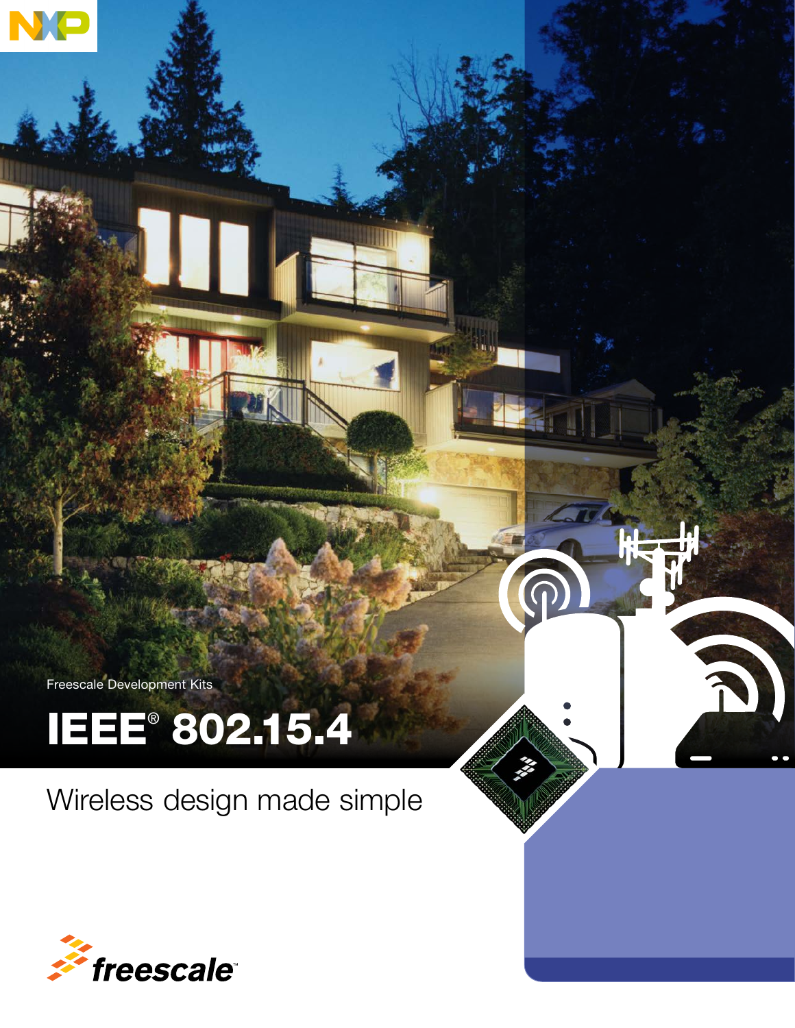Freescale Development Kits

# IEEE® 802.15.4

## Wireless design made simple

freescale™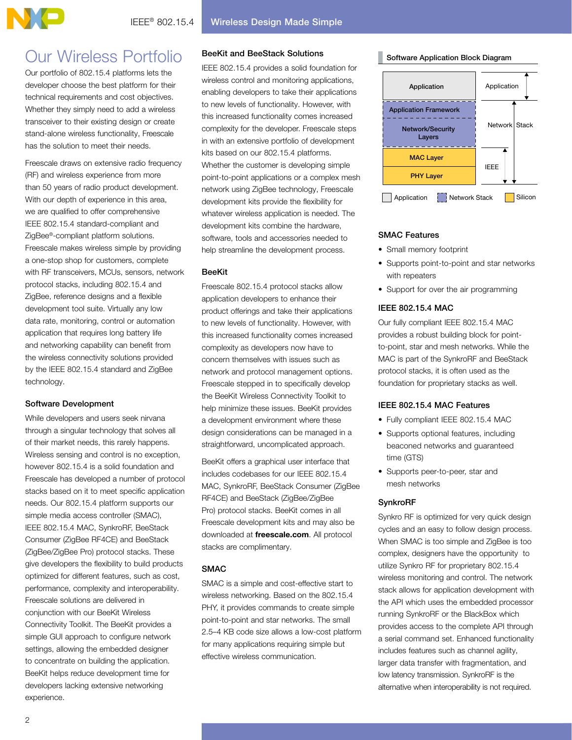# Our Wireless Portfolio

Our portfolio of 802.15.4 platforms lets the developer choose the best platform for their technical requirements and cost objectives. Whether they simply need to add a wireless transceiver to their existing design or create stand-alone wireless functionality, Freescale has the solution to meet their needs.

Freescale draws on extensive radio frequency (RF) and wireless experience from more than 50 years of radio product development. With our depth of experience in this area, we are qualified to offer comprehensive IEEE 802.15.4 standard-compliant and ZigBee®-compliant platform solutions. Freescale makes wireless simple by providing a one-stop shop for customers, complete with RF transceivers, MCUs, sensors, network protocol stacks, including 802.15.4 and ZigBee, reference designs and a flexible development tool suite. Virtually any low data rate, monitoring, control or automation application that requires long battery life and networking capability can benefit from the wireless connectivity solutions provided by the IEEE 802.15.4 standard and ZigBee technology.

## Software Development

While developers and users seek nirvana through a singular technology that solves all of their market needs, this rarely happens. Wireless sensing and control is no exception, however 802.15.4 is a solid foundation and Freescale has developed a number of protocol stacks based on it to meet specific application needs. Our 802.15.4 platform supports our simple media access controller (SMAC), IEEE 802.15.4 MAC, SynkroRF, BeeStack Consumer (ZigBee RF4CE) and BeeStack (ZigBee/ZigBee Pro) protocol stacks. These give developers the flexibility to build products optimized for different features, such as cost, performance, complexity and interoperability. Freescale solutions are delivered in conjunction with our BeeKit Wireless Connectivity Toolkit. The BeeKit provides a simple GUI approach to configure network settings, allowing the embedded designer to concentrate on building the application. BeeKit helps reduce development time for developers lacking extensive networking experience.

## BeeKit and BeeStack Solutions

IEEE 802.15.4 provides a solid foundation for wireless control and monitoring applications, enabling developers to take their applications to new levels of functionality. However, with this increased functionality comes increased complexity for the developer. Freescale steps in with an extensive portfolio of development kits based on our 802.15.4 platforms. Whether the customer is developing simple point-to-point applications or a complex mesh network using ZigBee technology, Freescale development kits provide the flexibility for whatever wireless application is needed. The development kits combine the hardware, software, tools and accessories needed to help streamline the development process.

## BeeKit

Freescale 802.15.4 protocol stacks allow application developers to enhance their product offerings and take their applications to new levels of functionality. However, with this increased functionality comes increased complexity as developers now have to concern themselves with issues such as network and protocol management options. Freescale stepped in to specifically develop the BeeKit Wireless Connectivity Toolkit to help minimize these issues. BeeKit provides a development environment where these design considerations can be managed in a straightforward, uncomplicated approach.

BeeKit offers a graphical user interface that includes codebases for our IEEE 802.15.4 MAC, SynkroRF, BeeStack Consumer (ZigBee RF4CE) and BeeStack (ZigBee/ZigBee Pro) protocol stacks. BeeKit comes in all Freescale development kits and may also be downloaded at **freescale.com**. All protocol stacks are complimentary.

## SMAC

SMAC is a simple and cost-effective start to wireless networking. Based on the 802.15.4 PHY, it provides commands to create simple point-to-point and star networks. The small 2.5–4 KB code size allows a low-cost platform for many applications requiring simple but effective wireless communication.

### Software Application Block Diagram

| Layer | Category |
|---|---|
| Application | Application |
| Application Framework | Network Stack |
| Network/Security Layers | Network Stack |
| MAC Layer | IEEE |
| PHY Layer | IEEE |

Legend: Application | Network Stack | Silicon

## SMAC Features

- Small memory footprint
- Supports point-to-point and star networks with repeaters
- Support for over the air programming

## IEEE 802.15.4 MAC

Our fully compliant IEEE 802.15.4 MAC provides a robust building block for point-to-point, star and mesh networks. While the MAC is part of the SynkroRF and BeeStack protocol stacks, it is often used as the foundation for proprietary stacks as well.

## IEEE 802.15.4 MAC Features

- Fully compliant IEEE 802.15.4 MAC
- Supports optional features, including beaconed networks and guaranteed time (GTS)
- Supports peer-to-peer, star and mesh networks

## SynkroRF

Synkro RF is optimized for very quick design cycles and an easy to follow design process. When SMAC is too simple and ZigBee is too complex, designers have the opportunity to utilize Synkro RF for proprietary 802.15.4 wireless monitoring and control. The network stack allows for application development with the API which uses the embedded processor running SynkroRF or the BlackBox which provides access to the complete API through a serial command set. Enhanced functionality includes features such as channel agility, larger data transfer with fragmentation, and low latency transmission. SynkroRF is the alternative when interoperability is not required.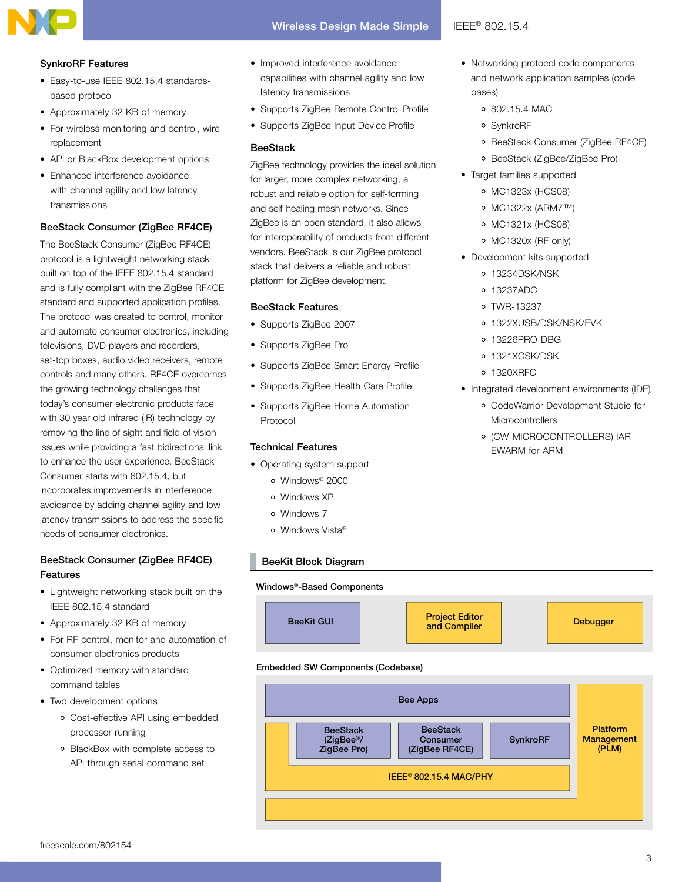## SynkroRF Features

- Easy-to-use IEEE 802.15.4 standards-based protocol
- Approximately 32 KB of memory
- For wireless monitoring and control, wire replacement
- API or BlackBox development options
- Enhanced interference avoidance with channel agility and low latency transmissions

## BeeStack Consumer (ZigBee RF4CE)

The BeeStack Consumer (ZigBee RF4CE) protocol is a lightweight networking stack built on top of the IEEE 802.15.4 standard and is fully compliant with the ZigBee RF4CE standard and supported application profiles. The protocol was created to control, monitor and automate consumer electronics, including televisions, DVD players and recorders, set-top boxes, audio video receivers, remote controls and many others. RF4CE overcomes the growing technology challenges that today's consumer electronic products face with 30 year old infrared (IR) technology by removing the line of sight and field of vision issues while providing a fast bidirectional link to enhance the user experience. BeeStack Consumer starts with 802.15.4, but incorporates improvements in interference avoidance by adding channel agility and low latency transmissions to address the specific needs of consumer electronics.

## BeeStack Consumer (ZigBee RF4CE) Features

- Lightweight networking stack built on the IEEE 802.15.4 standard
- Approximately 32 KB of memory
- For RF control, monitor and automation of consumer electronics products
- Optimized memory with standard command tables
- Two development options
  - Cost-effective API using embedded processor running
  - BlackBox with complete access to API through serial command set
- Improved interference avoidance capabilities with channel agility and low latency transmissions
- Supports ZigBee Remote Control Profile
- Supports ZigBee Input Device Profile

## BeeStack

ZigBee technology provides the ideal solution for larger, more complex networking, a robust and reliable option for self-forming and self-healing mesh networks. Since ZigBee is an open standard, it also allows for interoperability of products from different vendors. BeeStack is our ZigBee protocol stack that delivers a reliable and robust platform for ZigBee development.

## BeeStack Features

- Supports ZigBee 2007
- Supports ZigBee Pro
- Supports ZigBee Smart Energy Profile
- Supports ZigBee Health Care Profile
- Supports ZigBee Home Automation Protocol

## Technical Features

- Operating system support
  - Windows® 2000
  - Windows XP
  - Windows 7
  - Windows Vista®
- Networking protocol code components and network application samples (code bases)
  - 802.15.4 MAC
  - SynkroRF
  - BeeStack Consumer (ZigBee RF4CE)
  - BeeStack (ZigBee/ZigBee Pro)
- Target families supported
  - MC1323x (HCS08)
  - MC1322x (ARM7™)
  - MC1321x (HCS08)
  - MC1320x (RF only)
- Development kits supported
  - 13234DSK/NSK
  - 13237ADC
  - TWR-13237
  - 1322XUSB/DSK/NSK/EVK
  - 13226PRO-DBG
  - 1321XCSK/DSK
  - 1320XRFC
- Integrated development environments (IDE)
  - CodeWarrior Development Studio for Microcontrollers
  - (CW-MICROCONTROLLERS) IAR EWARM for ARM

## BeeKit Block Diagram

**Windows®-Based Components**

BeeKit GUI | Project Editor and Compiler | Debugger

**Embedded SW Components (Codebase)**

Bee Apps

BeeStack (ZigBee®/ ZigBee Pro) | BeeStack Consumer (ZigBee RF4CE) | SynkroRF

IEEE® 802.15.4 MAC/PHY

Platform Management (PLM)

freescale.com/802154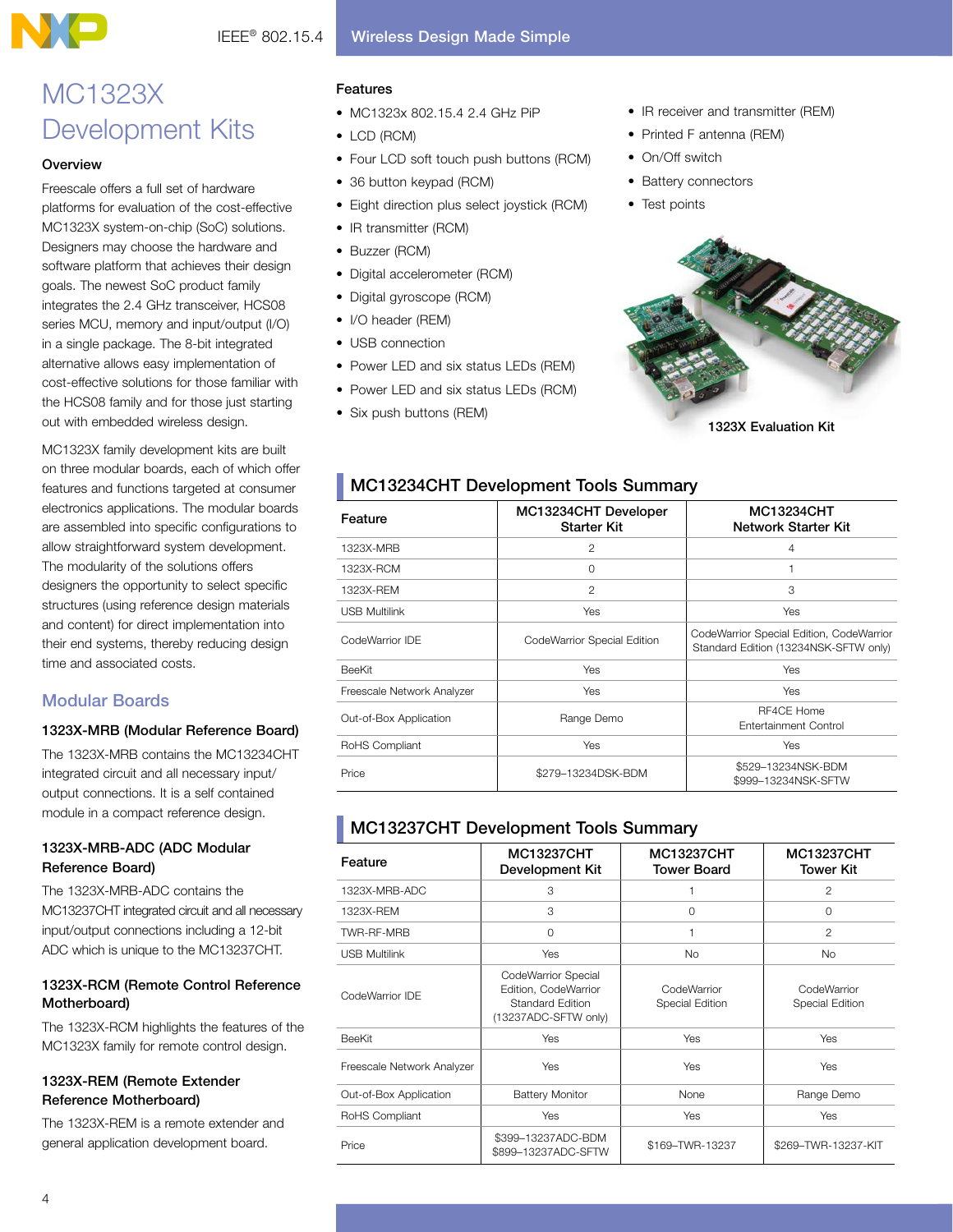# MC1323X Development Kits

### Overview

Freescale offers a full set of hardware platforms for evaluation of the cost-effective MC1323X system-on-chip (SoC) solutions. Designers may choose the hardware and software platform that achieves their design goals. The newest SoC product family integrates the 2.4 GHz transceiver, HCS08 series MCU, memory and input/output (I/O) in a single package. The 8-bit integrated alternative allows easy implementation of cost-effective solutions for those familiar with the HCS08 family and for those just starting out with embedded wireless design.

MC1323X family development kits are built on three modular boards, each of which offer features and functions targeted at consumer electronics applications. The modular boards are assembled into specific configurations to allow straightforward system development. The modularity of the solutions offers designers the opportunity to select specific structures (using reference design materials and content) for direct implementation into their end systems, thereby reducing design time and associated costs.

## Modular Boards

### 1323X-MRB (Modular Reference Board)

The 1323X-MRB contains the MC13234CHT integrated circuit and all necessary input/output connections. It is a self contained module in a compact reference design.

### 1323X-MRB-ADC (ADC Modular Reference Board)

The 1323X-MRB-ADC contains the MC13237CHT integrated circuit and all necessary input/output connections including a 12-bit ADC which is unique to the MC13237CHT.

### 1323X-RCM (Remote Control Reference Motherboard)

The 1323X-RCM highlights the features of the MC1323X family for remote control design.

### 1323X-REM (Remote Extender Reference Motherboard)

The 1323X-REM is a remote extender and general application development board.

### Features

- MC1323x 802.15.4 2.4 GHz PiP
- LCD (RCM)
- Four LCD soft touch push buttons (RCM)
- 36 button keypad (RCM)
- Eight direction plus select joystick (RCM)
- IR transmitter (RCM)
- Buzzer (RCM)
- Digital accelerometer (RCM)
- Digital gyroscope (RCM)
- I/O header (REM)
- USB connection
- Power LED and six status LEDs (REM)
- Power LED and six status LEDs (RCM)
- Six push buttons (REM)
- IR receiver and transmitter (REM)
- Printed F antenna (REM)
- On/Off switch
- Battery connectors
- Test points

1323X Evaluation Kit

## MC13234CHT Development Tools Summary

| Feature | MC13234CHT Developer Starter Kit | MC13234CHT Network Starter Kit |
|---|---|---|
| 1323X-MRB | 2 | 4 |
| 1323X-RCM | 0 | 1 |
| 1323X-REM | 2 | 3 |
| USB Multilink | Yes | Yes |
| CodeWarrior IDE | CodeWarrior Special Edition | CodeWarrior Special Edition, CodeWarrior Standard Edition (13234NSK-SFTW only) |
| BeeKit | Yes | Yes |
| Freescale Network Analyzer | Yes | Yes |
| Out-of-Box Application | Range Demo | RF4CE Home Entertainment Control |
| RoHS Compliant | Yes | Yes |
| Price | $279–13234DSK-BDM | $529–13234NSK-BDM<br>$999–13234NSK-SFTW |

## MC13237CHT Development Tools Summary

| Feature | MC13237CHT Development Kit | MC13237CHT Tower Board | MC13237CHT Tower Kit |
|---|---|---|---|
| 1323X-MRB-ADC | 3 | 1 | 2 |
| 1323X-REM | 3 | 0 | 0 |
| TWR-RF-MRB | 0 | 1 | 2 |
| USB Multilink | Yes | No | No |
| CodeWarrior IDE | CodeWarrior Special Edition, CodeWarrior Standard Edition (13237ADC-SFTW only) | CodeWarrior Special Edition | CodeWarrior Special Edition |
| BeeKit | Yes | Yes | Yes |
| Freescale Network Analyzer | Yes | Yes | Yes |
| Out-of-Box Application | Battery Monitor | None | Range Demo |
| RoHS Compliant | Yes | Yes | Yes |
| Price | $399–13237ADC-BDM<br>$899–13237ADC-SFTW | $169–TWR-13237 | $269–TWR-13237-KIT |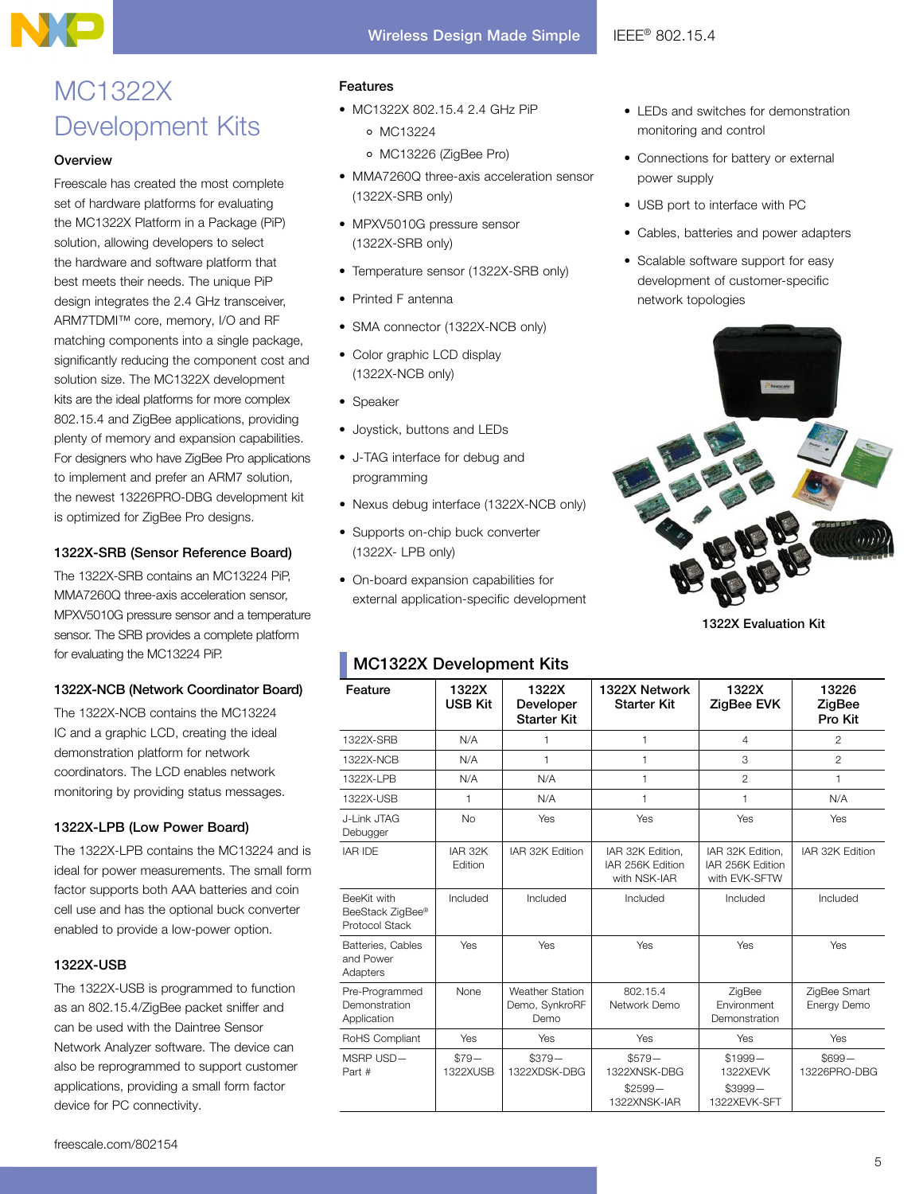# MC1322X Development Kits

## Overview

Freescale has created the most complete set of hardware platforms for evaluating the MC1322X Platform in a Package (PiP) solution, allowing developers to select the hardware and software platform that best meets their needs. The unique PiP design integrates the 2.4 GHz transceiver, ARM7TDMI™ core, memory, I/O and RF matching components into a single package, significantly reducing the component cost and solution size. The MC1322X development kits are the ideal platforms for more complex 802.15.4 and ZigBee applications, providing plenty of memory and expansion capabilities. For designers who have ZigBee Pro applications to implement and prefer an ARM7 solution, the newest 13226PRO-DBG development kit is optimized for ZigBee Pro designs.

### 1322X-SRB (Sensor Reference Board)

The 1322X-SRB contains an MC13224 PiP, MMA7260Q three-axis acceleration sensor, MPXV5010G pressure sensor and a temperature sensor. The SRB provides a complete platform for evaluating the MC13224 PiP.

### 1322X-NCB (Network Coordinator Board)

The 1322X-NCB contains the MC13224 IC and a graphic LCD, creating the ideal demonstration platform for network coordinators. The LCD enables network monitoring by providing status messages.

### 1322X-LPB (Low Power Board)

The 1322X-LPB contains the MC13224 and is ideal for power measurements. The small form factor supports both AAA batteries and coin cell use and has the optional buck converter enabled to provide a low-power option.

### 1322X-USB

The 1322X-USB is programmed to function as an 802.15.4/ZigBee packet sniffer and can be used with the Daintree Sensor Network Analyzer software. The device can also be reprogrammed to support customer applications, providing a small form factor device for PC connectivity.

## Features

- MC1322X 802.15.4 2.4 GHz PiP
  - MC13224
  - MC13226 (ZigBee Pro)
- MMA7260Q three-axis acceleration sensor (1322X-SRB only)
- MPXV5010G pressure sensor (1322X-SRB only)
- Temperature sensor (1322X-SRB only)
- Printed F antenna
- SMA connector (1322X-NCB only)
- Color graphic LCD display (1322X-NCB only)
- Speaker
- Joystick, buttons and LEDs
- J-TAG interface for debug and programming
- Nexus debug interface (1322X-NCB only)
- Supports on-chip buck converter (1322X- LPB only)
- On-board expansion capabilities for external application-specific development
- LEDs and switches for demonstration monitoring and control
- Connections for battery or external power supply
- USB port to interface with PC
- Cables, batteries and power adapters
- Scalable software support for easy development of customer-specific network topologies

1322X Evaluation Kit

## MC1322X Development Kits

| Feature | 1322X USB Kit | 1322X Developer Starter Kit | 1322X Network Starter Kit | 1322X ZigBee EVK | 13226 ZigBee Pro Kit |
|---|---|---|---|---|---|
| 1322X-SRB | N/A | 1 | 1 | 4 | 2 |
| 1322X-NCB | N/A | 1 | 1 | 3 | 2 |
| 1322X-LPB | N/A | N/A | 1 | 2 | 1 |
| 1322X-USB | 1 | N/A | 1 | 1 | N/A |
| J-Link JTAG Debugger | No | Yes | Yes | Yes | Yes |
| IAR IDE | IAR 32K Edition | IAR 32K Edition | IAR 32K Edition, IAR 256K Edition with NSK-IAR | IAR 32K Edition, IAR 256K Edition with EVK-SFTW | IAR 32K Edition |
| BeeKit with BeeStack ZigBee® Protocol Stack | Included | Included | Included | Included | Included |
| Batteries, Cables and Power Adapters | Yes | Yes | Yes | Yes | Yes |
| Pre-Programmed Demonstration Application | None | Weather Station Demo, SynkroRF Demo | 802.15.4 Network Demo | ZigBee Environment Demonstration | ZigBee Smart Energy Demo |
| RoHS Compliant | Yes | Yes | Yes | Yes | Yes |
| MSRP USD—Part # | $79—1322XUSB | $379—1322XDSK-DBG | $579—1322XNSK-DBG<br>$2599—1322XNSK-IAR | $1999—1322XEVK<br>$3999—1322XEVK-SFT | $699—13226PRO-DBG |

freescale.com/802154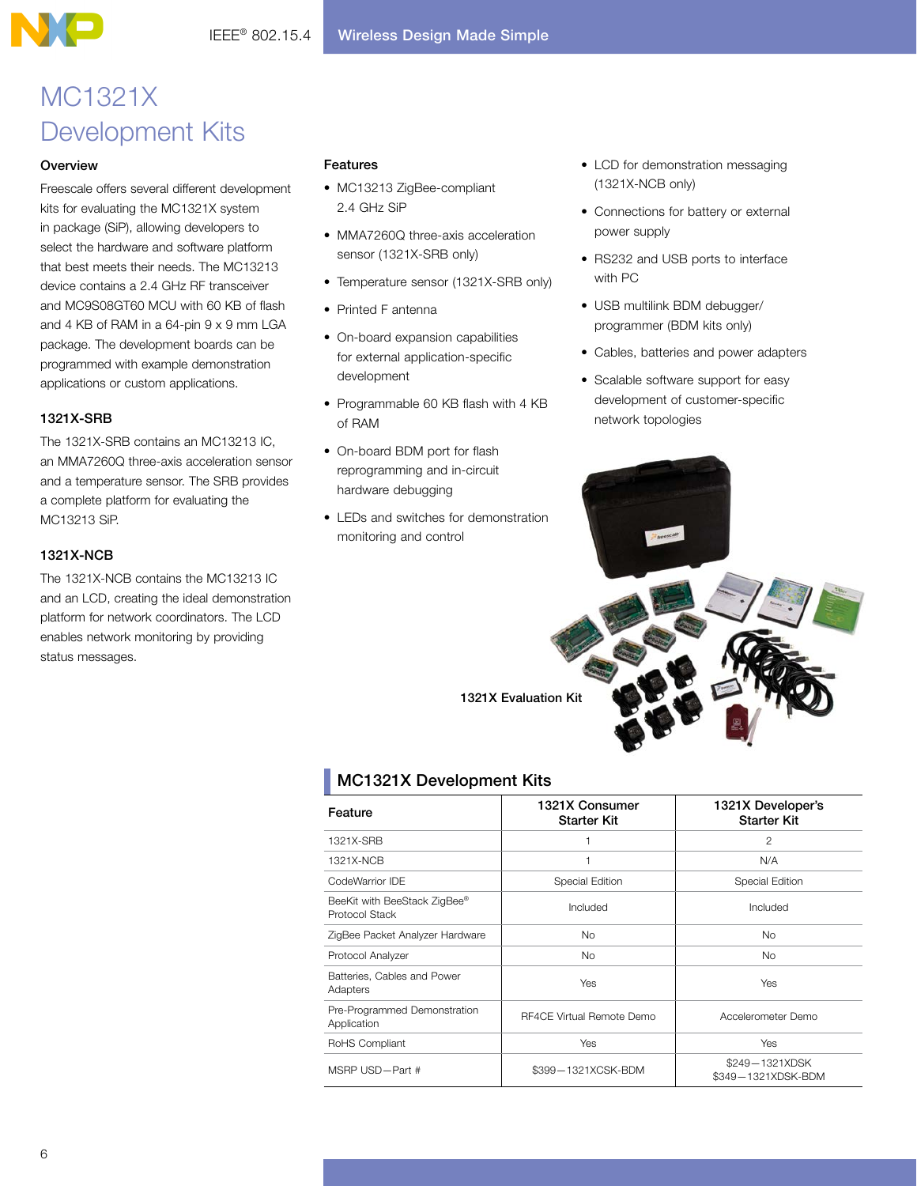# MC1321X Development Kits

## Overview

Freescale offers several different development kits for evaluating the MC1321X system in package (SiP), allowing developers to select the hardware and software platform that best meets their needs. The MC13213 device contains a 2.4 GHz RF transceiver and MC9S08GT60 MCU with 60 KB of flash and 4 KB of RAM in a 64-pin 9 x 9 mm LGA package. The development boards can be programmed with example demonstration applications or custom applications.

### 1321X-SRB

The 1321X-SRB contains an MC13213 IC, an MMA7260Q three-axis acceleration sensor and a temperature sensor. The SRB provides a complete platform for evaluating the MC13213 SiP.

### 1321X-NCB

The 1321X-NCB contains the MC13213 IC and an LCD, creating the ideal demonstration platform for network coordinators. The LCD enables network monitoring by providing status messages.

## Features

- MC13213 ZigBee-compliant 2.4 GHz SiP
- MMA7260Q three-axis acceleration sensor (1321X-SRB only)
- Temperature sensor (1321X-SRB only)
- Printed F antenna
- On-board expansion capabilities for external application-specific development
- Programmable 60 KB flash with 4 KB of RAM
- On-board BDM port for flash reprogramming and in-circuit hardware debugging
- LEDs and switches for demonstration monitoring and control
- LCD for demonstration messaging (1321X-NCB only)
- Connections for battery or external power supply
- RS232 and USB ports to interface with PC
- USB multilink BDM debugger/programmer (BDM kits only)
- Cables, batteries and power adapters
- Scalable software support for easy development of customer-specific network topologies

1321X Evaluation Kit

## MC1321X Development Kits

| Feature | 1321X Consumer Starter Kit | 1321X Developer's Starter Kit |
|---|---|---|
| 1321X-SRB | 1 | 2 |
| 1321X-NCB | 1 | N/A |
| CodeWarrior IDE | Special Edition | Special Edition |
| BeeKit with BeeStack ZigBee® Protocol Stack | Included | Included |
| ZigBee Packet Analyzer Hardware | No | No |
| Protocol Analyzer | No | No |
| Batteries, Cables and Power Adapters | Yes | Yes |
| Pre-Programmed Demonstration Application | RF4CE Virtual Remote Demo | Accelerometer Demo |
| RoHS Compliant | Yes | Yes |
| MSRP USD—Part # | $399—1321XCSK-BDM | $249—1321XDSK<br>$349—1321XDSK-BDM |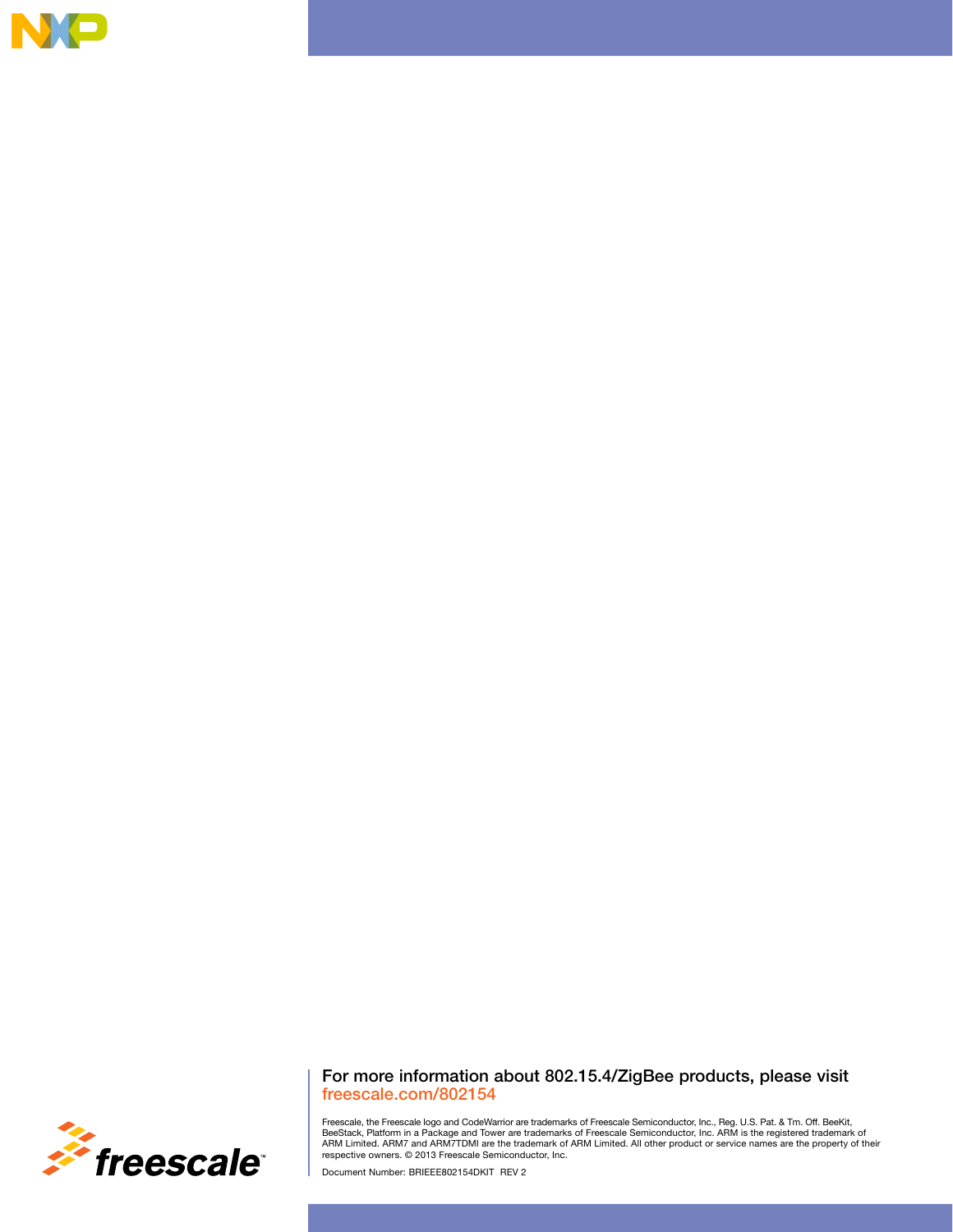For more information about 802.15.4/ZigBee products, please visit
freescale.com/802154

Freescale, the Freescale logo and CodeWarrior are trademarks of Freescale Semiconductor, Inc., Reg. U.S. Pat. & Tm. Off. BeeKit, BeeStack, Platform in a Package and Tower are trademarks of Freescale Semiconductor, Inc. ARM is the registered trademark of ARM Limited. ARM7 and ARM7TDMI are the trademark of ARM Limited. All other product or service names are the property of their respective owners. © 2013 Freescale Semiconductor, Inc.

Document Number: BRIEEE802154DKIT REV 2